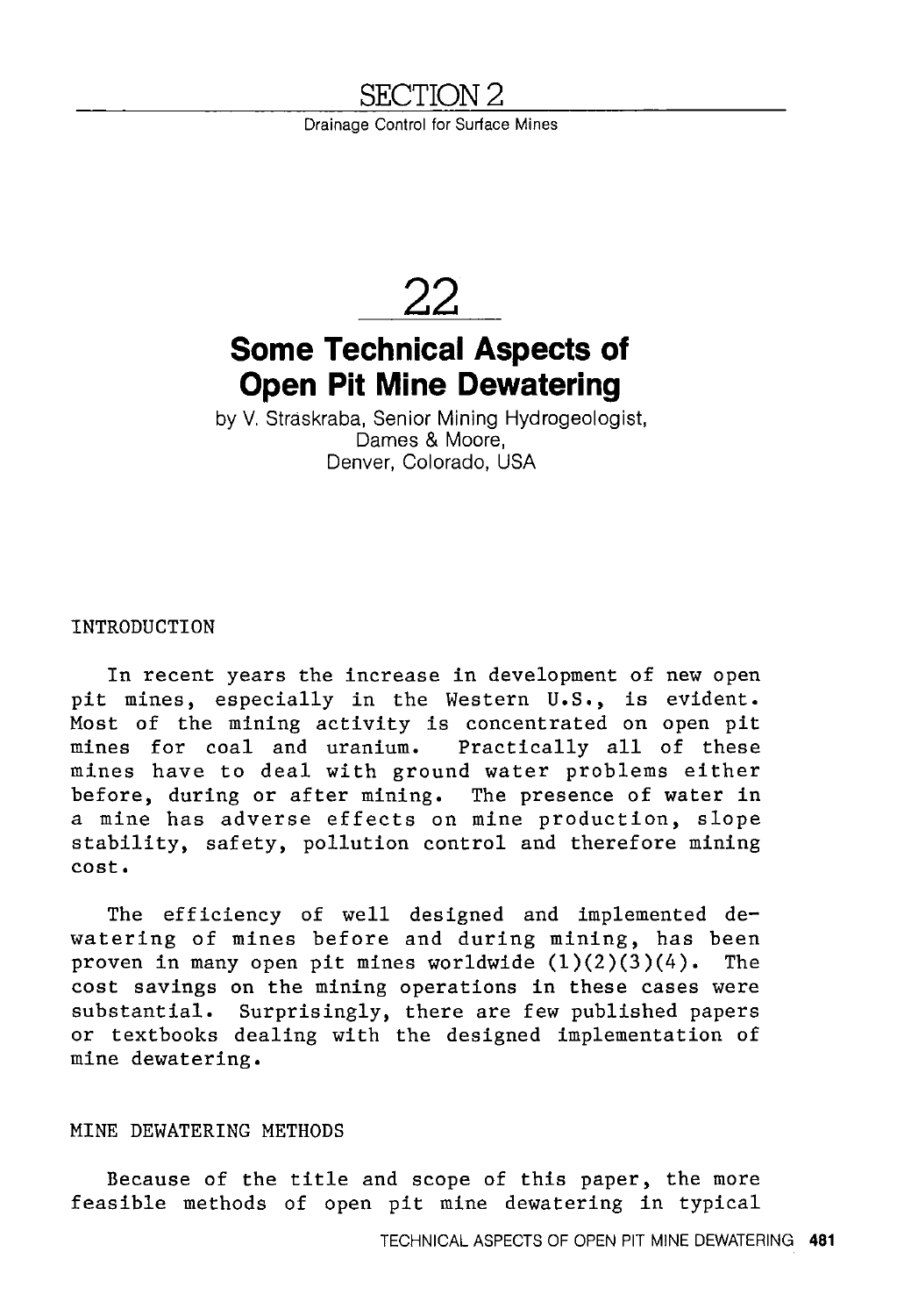# SECTION 2

Drainage Control for Surface Mines

# 22

## Some Technical Aspects of Open Pit Mine Dewatering

by V. Stráskraba, Senior Mining Hydrogeologist, Dames & Moore, Denver, Colorado, USA

### INTRODUCTION

In recent years the increase in development of new open pit mines, especially in the Western U.S., is evident. Most of the mining activity is concentrated on open pit mines for coal and uranium. Practically all of these mines have to deal with ground water problems either before, during or after mining. The presence of water in a mine has adverse effects on mine production, slope stability, safety, pollution control and therefore mining cost.

The efficiency of well designed and implemented dewatering of mines before and during mining, has been proven in many open pit mines worldwide (1)(2)(3)(4). The cost savings on the mining operations in these cases were substantial. Surprisingly, there are few published papers or textbooks dealing with the designed implementation of mine dewatering.

### MINE DEWATERING METHODS

Because of the title and scope of this paper, the more feasible methods of open pit mine dewatering in typical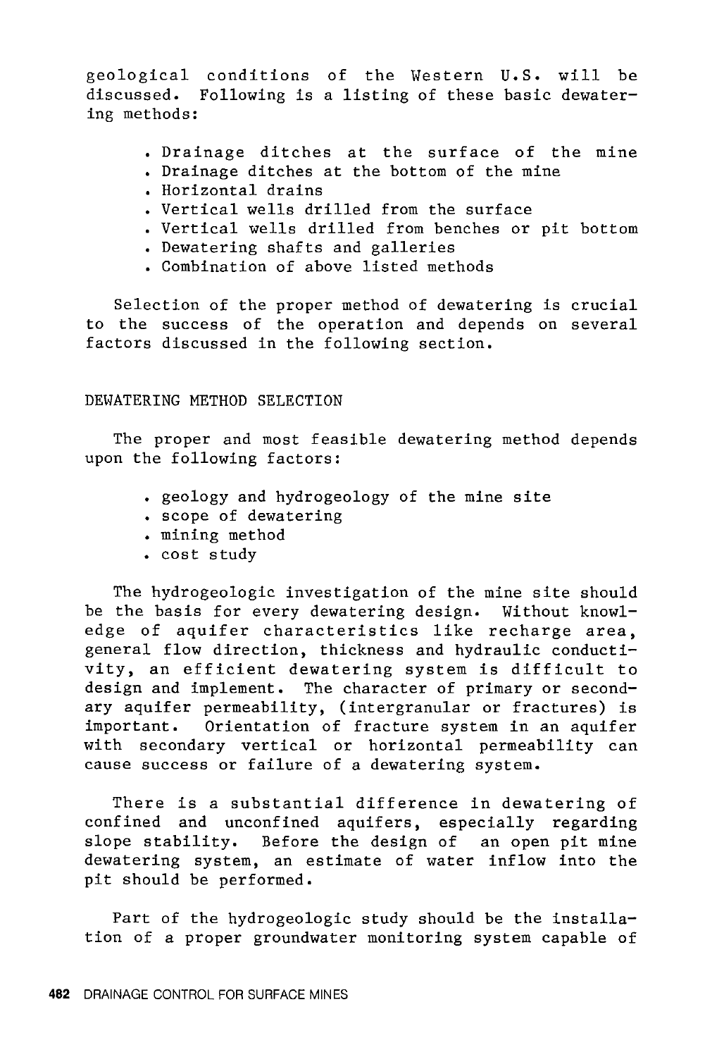geological conditions of the Western U.S. will be discussed. Following is a listing of these basic dewatering methods:

- Drainage ditches at the surface of the mine
- Drainage ditches at the bottom of the mine
- Horizontal drains
- Vertical wells drilled from the surface
- Vertical wells drilled from benches or pit bottom
- Dewatering shafts and galleries
- Combination of above listed methods

Selection of the proper method of dewatering is crucial to the success of the operation and depends on several factors discussed in the following section.

## DEWATERING METHOD SELECTION

The proper and most feasible dewatering method depends upon the following factors:

- geology and hydrogeology of the mine site
- scope of dewatering
- mining method
- cost study

The hydrogeologic investigation of the mine site should be the basis for every dewatering design. Without knowledge of aquifer characteristics like recharge area, general flow direction, thickness and hydraulic conductivity, an efficient dewatering system is difficult to design and implement. The character of primary or secondary aquifer permeability, (intergranular or fractures) is important. Orientation of fracture system in an aquifer with secondary vertical or horizontal permeability can cause success or failure of a dewatering system.

There is a substantial difference in dewatering of confined and unconfined aquifers, especially regarding slope stability. Before the design of an open pit mine dewatering system, an estimate of water inflow into the pit should be performed.

Part of the hydrogeologic study should be the installation of a proper groundwater monitoring system capable of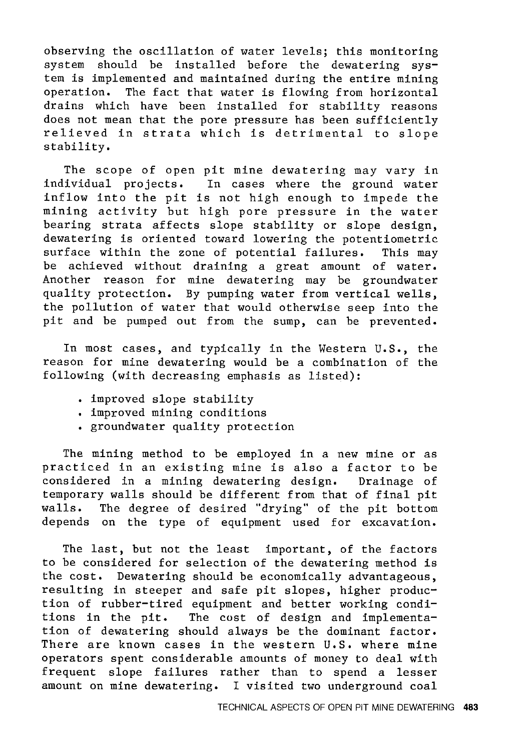observing the oscillation of water levels; this monitoring system should be installed before the dewatering system is implemented and maintained during the entire mining operation. The fact that water is flowing from horizontal drains which have been installed for stability reasons does not mean that the pore pressure has been sufficiently relieved in strata which is detrimental to slope stability.

The scope of open pit mine dewatering may vary in individual projects. In cases where the ground water inflow into the pit is not high enough to impede the mining activity but high pore pressure in the water bearing strata affects slope stability or slope design, dewatering is oriented toward lowering the potentiometric surface within the zone of potential failures. This may be achieved without draining a great amount of water. Another reason for mine dewatering may be groundwater quality protection. By pumping water from vertical wells, the pollution of water that would otherwise seep into the pit and be pumped out from the sump, can be prevented.

In most cases, and typically in the Western U.S., the reason for mine dewatering would be a combination of the following (with decreasing emphasis as listed):

- improved slope stability
- improved mining conditions
- groundwater quality protection

The mining method to be employed in a new mine or as practiced in an existing mine is also a factor to be considered in a mining dewatering design. Drainage of temporary walls should be different from that of final pit walls. The degree of desired "drying" of the pit bottom depends on the type of equipment used for excavation.

The last, but not the least important, of the factors to be considered for selection of the dewatering method is the cost. Dewatering should be economically advantageous, resulting in steeper and safe pit slopes, higher production of rubber-tired equipment and better working conditions in the pit. The cost of design and implementation of dewatering should always be the dominant factor. There are known cases in the western U.S. where mine operators spent considerable amounts of money to deal with frequent slope failures rather than to spend a lesser amount on mine dewatering. I visited two underground coal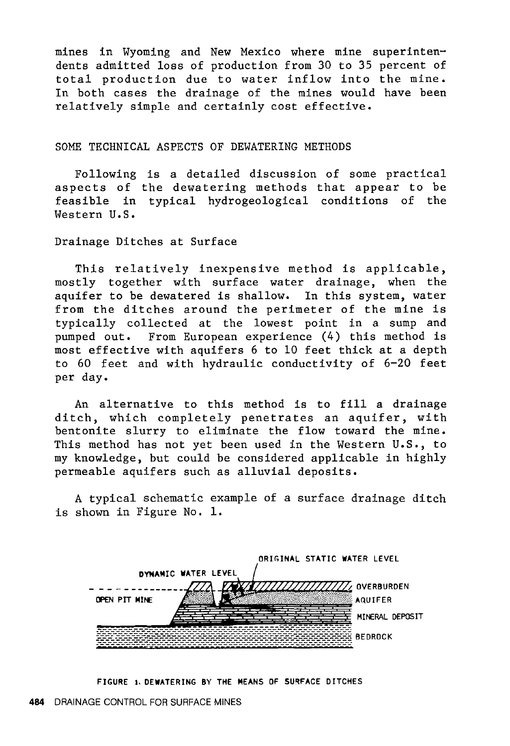mines in Wyoming and New Mexico where mine superintendents admitted loss of production from 30 to 35 percent of total production due to water inflow into the mine. In both cases the drainage of the mines would have been relatively simple and certainly cost effective.

## SOME TECHNICAL ASPECTS OF DEWATERING METHODS

Following is a detailed discussion of some practical aspects of the dewatering methods that appear to be feasible in typical hydrogeological conditions of the Western U.S.

### Drainage Ditches at Surface

This relatively inexpensive method is applicable, mostly together with surface water drainage, when the aquifer to be dewatered is shallow. In this system, water from the ditches around the perimeter of the mine is typically collected at the lowest point in a sump and pumped out. From European experience (4) this method is most effective with aquifers 6 to 10 feet thick at a depth to 60 feet and with hydraulic conductivity of 6-20 feet per day.

An alternative to this method is to fill a drainage ditch, which completely penetrates an aquifer, with bentonite slurry to eliminate the flow toward the mine. This method has not yet been used in the Western U.S., to my knowledge, but could be considered applicable in highly permeable aquifers such as alluvial deposits.

A typical schematic example of a surface drainage ditch is shown in Figure No. 1.

ORIGINAL STATIC WATER LEVEL

DYNAMIC WATER LEVEL

OPEN PIT MINE

OVERBURDEN

AQUIFER

MINERAL DEPOSIT

BEDROCK

FIGURE 1. DEWATERING BY THE MEANS OF SURFACE DITCHES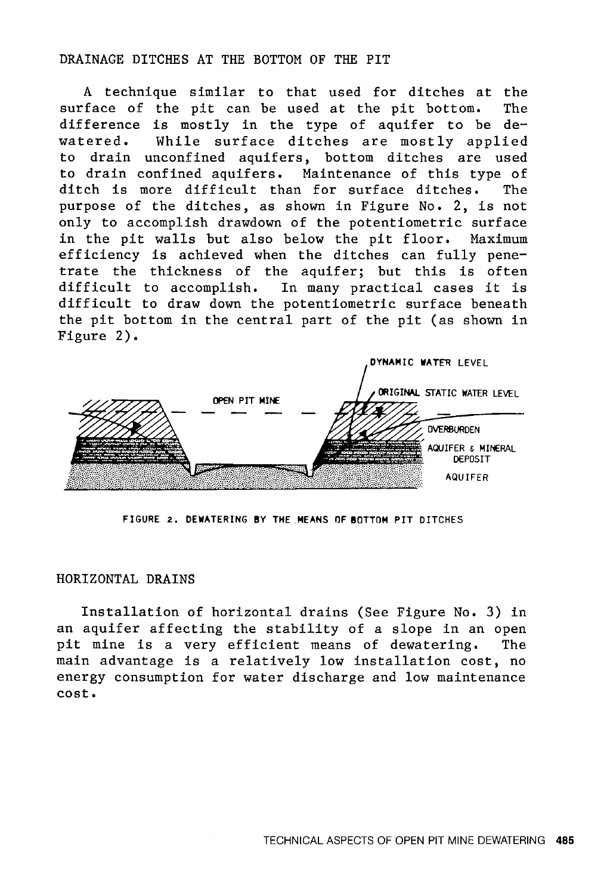## DRAINAGE DITCHES AT THE BOTTOM OF THE PIT

A technique similar to that used for ditches at the surface of the pit can be used at the pit bottom. The difference is mostly in the type of aquifer to be dewatered. While surface ditches are mostly applied to drain unconfined aquifers, bottom ditches are used to drain confined aquifers. Maintenance of this type of ditch is more difficult than for surface ditches. The purpose of the ditches, as shown in Figure No. 2, is not only to accomplish drawdown of the potentiometric surface in the pit walls but also below the pit floor. Maximum efficiency is achieved when the ditches can fully penetrate the thickness of the aquifer; but this is often difficult to accomplish. In many practical cases it is difficult to draw down the potentiometric surface beneath the pit bottom in the central part of the pit (as shown in Figure 2).

DYNAMIC WATER LEVEL

ORIGINAL STATIC WATER LEVEL

OPEN PIT MINE

OVERBURDEN

AQUIFER & MINERAL DEPOSIT

AQUIFER

FIGURE 2. DEWATERING BY THE MEANS OF BOTTOM PIT DITCHES

## HORIZONTAL DRAINS

Installation of horizontal drains (See Figure No. 3) in an aquifer affecting the stability of a slope in an open pit mine is a very efficient means of dewatering. The main advantage is a relatively low installation cost, no energy consumption for water discharge and low maintenance cost.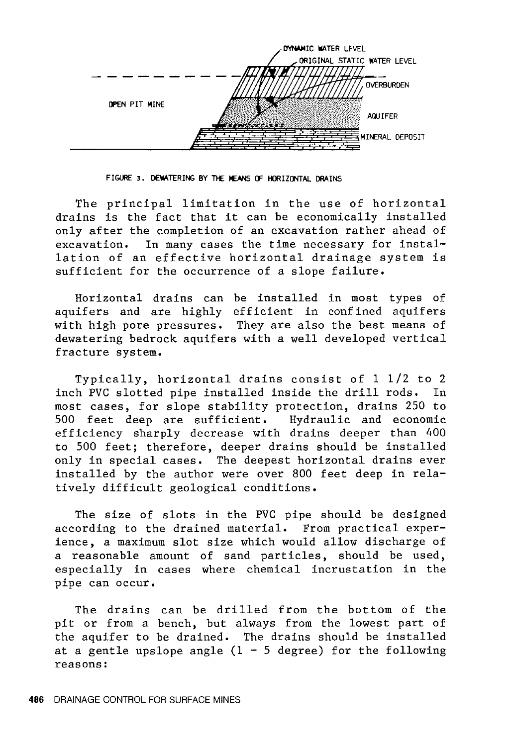DYNAMIC WATER LEVEL

ORIGINAL STATIC WATER LEVEL

OVERBURDEN

OPEN PIT MINE

AQUIFER

MINERAL DEPOSIT

FIGURE 3. DEWATERING BY THE MEANS OF HORIZONTAL DRAINS

The principal limitation in the use of horizontal drains is the fact that it can be economically installed only after the completion of an excavation rather ahead of excavation. In many cases the time necessary for installation of an effective horizontal drainage system is sufficient for the occurrence of a slope failure.

Horizontal drains can be installed in most types of aquifers and are highly efficient in confined aquifers with high pore pressures. They are also the best means of dewatering bedrock aquifers with a well developed vertical fracture system.

Typically, horizontal drains consist of 1 1/2 to 2 inch PVC slotted pipe installed inside the drill rods. In most cases, for slope stability protection, drains 250 to 500 feet deep are sufficient. Hydraulic and economic efficiency sharply decrease with drains deeper than 400 to 500 feet; therefore, deeper drains should be installed only in special cases. The deepest horizontal drains ever installed by the author were over 800 feet deep in relatively difficult geological conditions.

The size of slots in the PVC pipe should be designed according to the drained material. From practical experience, a maximum slot size which would allow discharge of a reasonable amount of sand particles, should be used, especially in cases where chemical incrustation in the pipe can occur.

The drains can be drilled from the bottom of the pit or from a bench, but always from the lowest part of the aquifer to be drained. The drains should be installed at a gentle upslope angle (1 - 5 degree) for the following reasons: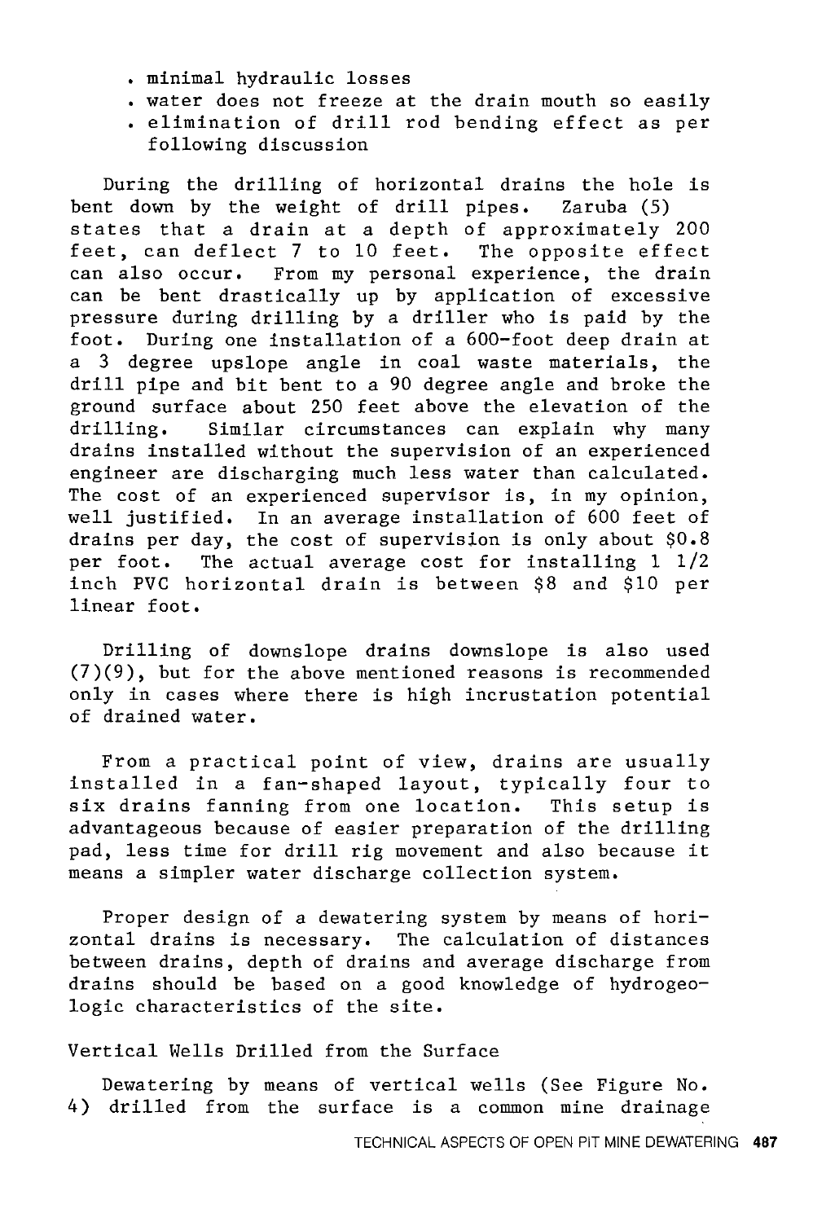- minimal hydraulic losses
- water does not freeze at the drain mouth so easily
- elimination of drill rod bending effect as per following discussion

During the drilling of horizontal drains the hole is bent down by the weight of drill pipes. Zaruba (5) states that a drain at a depth of approximately 200 feet, can deflect 7 to 10 feet. The opposite effect can also occur. From my personal experience, the drain can be bent drastically up by application of excessive pressure during drilling by a driller who is paid by the foot. During one installation of a 600-foot deep drain at a 3 degree upslope angle in coal waste materials, the drill pipe and bit bent to a 90 degree angle and broke the ground surface about 250 feet above the elevation of the drilling. Similar circumstances can explain why many drains installed without the supervision of an experienced engineer are discharging much less water than calculated. The cost of an experienced supervisor is, in my opinion, well justified. In an average installation of 600 feet of drains per day, the cost of supervision is only about $0.8 per foot. The actual average cost for installing 1 1/2 inch PVC horizontal drain is between $8 and $10 per linear foot.

Drilling of downslope drains downslope is also used (7)(9), but for the above mentioned reasons is recommended only in cases where there is high incrustation potential of drained water.

From a practical point of view, drains are usually installed in a fan-shaped layout, typically four to six drains fanning from one location. This setup is advantageous because of easier preparation of the drilling pad, less time for drill rig movement and also because it means a simpler water discharge collection system.

Proper design of a dewatering system by means of horizontal drains is necessary. The calculation of distances between drains, depth of drains and average discharge from drains should be based on a good knowledge of hydrogeologic characteristics of the site.

## Vertical Wells Drilled from the Surface

Dewatering by means of vertical wells (See Figure No. 4) drilled from the surface is a common mine drainage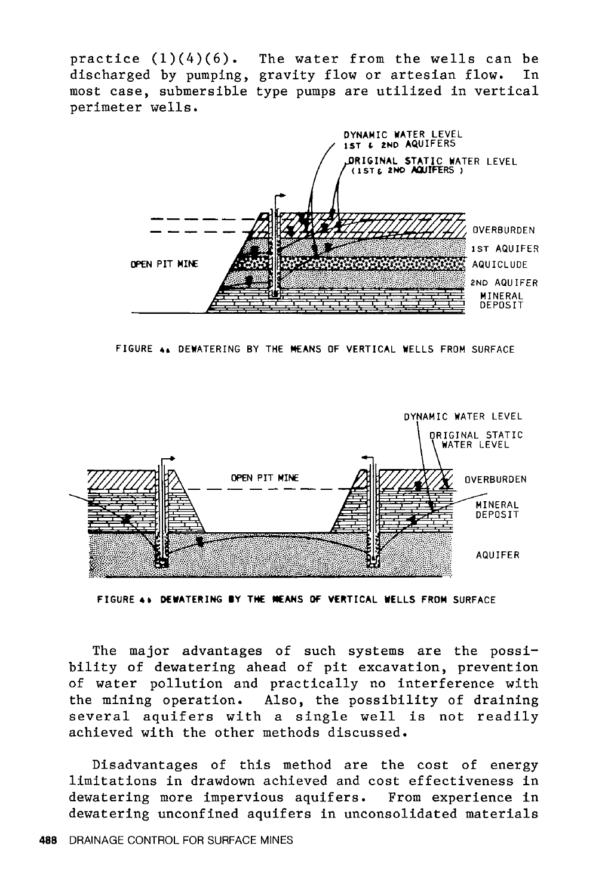practice (1)(4)(6). The water from the wells can be discharged by pumping, gravity flow or artesian flow. In most case, submersible type pumps are utilized in vertical perimeter wells.

FIGURE 4a DEWATERING BY THE MEANS OF VERTICAL WELLS FROM SURFACE

FIGURE 4b DEWATERING BY THE MEANS OF VERTICAL WELLS FROM SURFACE

The major advantages of such systems are the possibility of dewatering ahead of pit excavation, prevention of water pollution and practically no interference with the mining operation. Also, the possibility of draining several aquifers with a single well is not readily achieved with the other methods discussed.

Disadvantages of this method are the cost of energy limitations in drawdown achieved and cost effectiveness in dewatering more impervious aquifers. From experience in dewatering unconfined aquifers in unconsolidated materials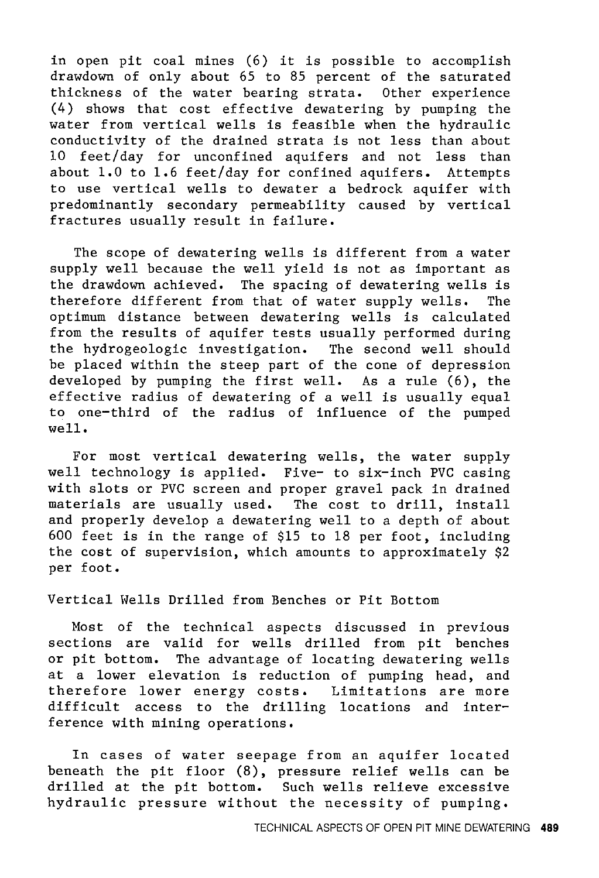in open pit coal mines (6) it is possible to accomplish drawdown of only about 65 to 85 percent of the saturated thickness of the water bearing strata. Other experience (4) shows that cost effective dewatering by pumping the water from vertical wells is feasible when the hydraulic conductivity of the drained strata is not less than about 10 feet/day for unconfined aquifers and not less than about 1.0 to 1.6 feet/day for confined aquifers. Attempts to use vertical wells to dewater a bedrock aquifer with predominantly secondary permeability caused by vertical fractures usually result in failure.

The scope of dewatering wells is different from a water supply well because the well yield is not as important as the drawdown achieved. The spacing of dewatering wells is therefore different from that of water supply wells. The optimum distance between dewatering wells is calculated from the results of aquifer tests usually performed during the hydrogeologic investigation. The second well should be placed within the steep part of the cone of depression developed by pumping the first well. As a rule (6), the effective radius of dewatering of a well is usually equal to one-third of the radius of influence of the pumped well.

For most vertical dewatering wells, the water supply well technology is applied. Five- to six-inch PVC casing with slots or PVC screen and proper gravel pack in drained materials are usually used. The cost to drill, install and properly develop a dewatering well to a depth of about 600 feet is in the range of $15 to 18 per foot, including the cost of supervision, which amounts to approximately $2 per foot.

## Vertical Wells Drilled from Benches or Pit Bottom

Most of the technical aspects discussed in previous sections are valid for wells drilled from pit benches or pit bottom. The advantage of locating dewatering wells at a lower elevation is reduction of pumping head, and therefore lower energy costs. Limitations are more difficult access to the drilling locations and interference with mining operations.

In cases of water seepage from an aquifer located beneath the pit floor (8), pressure relief wells can be drilled at the pit bottom. Such wells relieve excessive hydraulic pressure without the necessity of pumping.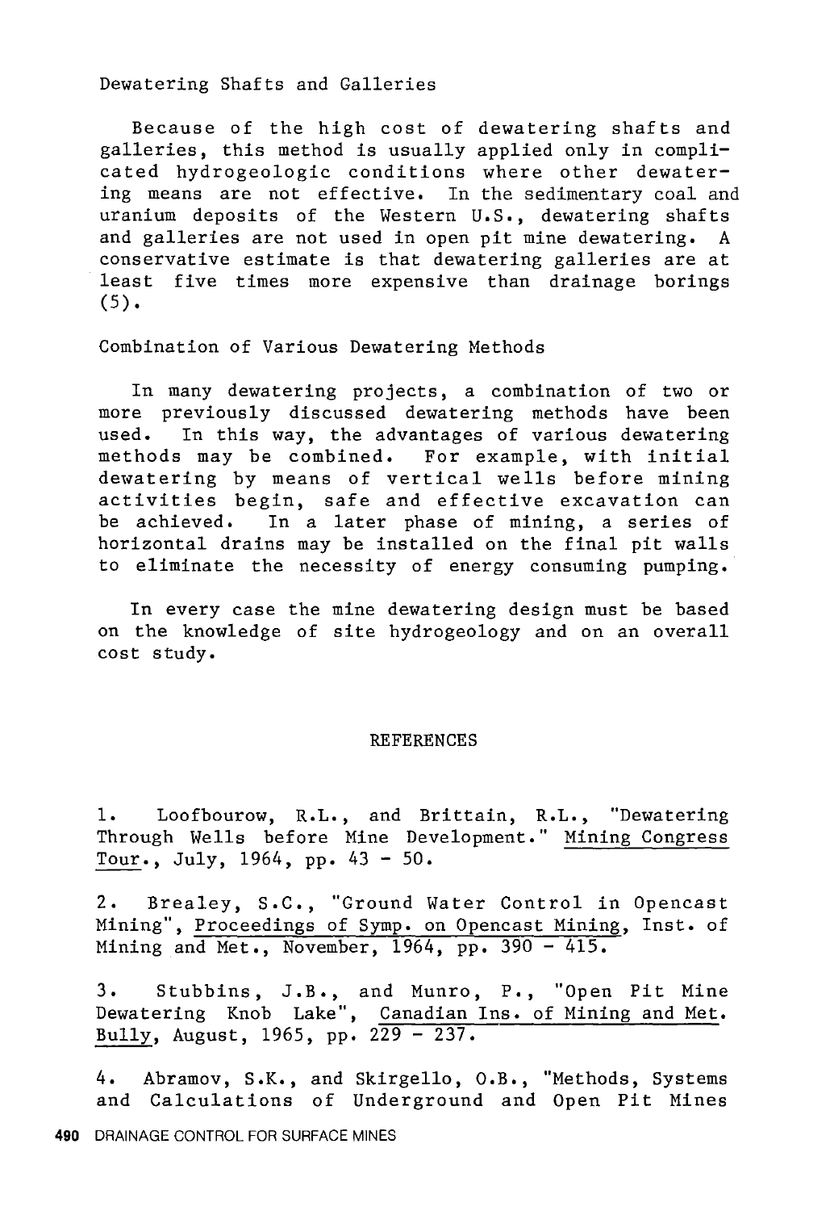## Dewatering Shafts and Galleries

Because of the high cost of dewatering shafts and galleries, this method is usually applied only in complicated hydrogeologic conditions where other dewatering means are not effective. In the sedimentary coal and uranium deposits of the Western U.S., dewatering shafts and galleries are not used in open pit mine dewatering. A conservative estimate is that dewatering galleries are at least five times more expensive than drainage borings (5).

## Combination of Various Dewatering Methods

In many dewatering projects, a combination of two or more previously discussed dewatering methods have been used. In this way, the advantages of various dewatering methods may be combined. For example, with initial dewatering by means of vertical wells before mining activities begin, safe and effective excavation can be achieved. In a later phase of mining, a series of horizontal drains may be installed on the final pit walls to eliminate the necessity of energy consuming pumping.

In every case the mine dewatering design must be based on the knowledge of site hydrogeology and on an overall cost study.

## REFERENCES

1. Loofbourow, R.L., and Brittain, R.L., "Dewatering Through Wells before Mine Development." Mining Congress Tour., July, 1964, pp. 43 - 50.

2. Brealey, S.C., "Ground Water Control in Opencast Mining", Proceedings of Symp. on Opencast Mining, Inst. of Mining and Met., November, 1964, pp. 390 - 415.

3. Stubbins, J.B., and Munro, P., "Open Pit Mine Dewatering Knob Lake", Canadian Ins. of Mining and Met. Bully, August, 1965, pp. 229 - 237.

4. Abramov, S.K., and Skirgello, O.B., "Methods, Systems and Calculations of Underground and Open Pit Mines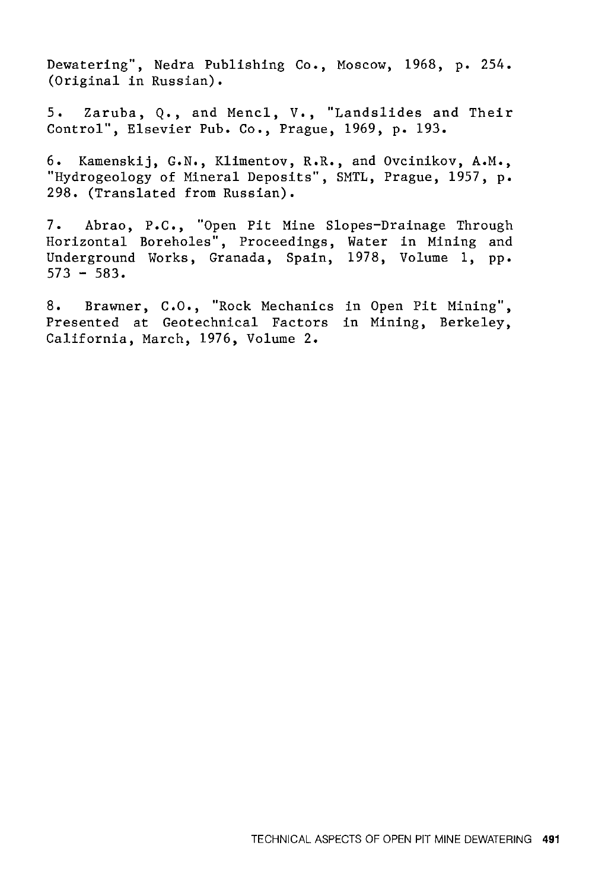Dewatering", Nedra Publishing Co., Moscow, 1968, p. 254. (Original in Russian).

5. Zaruba, Q., and Mencl, V., "Landslides and Their Control", Elsevier Pub. Co., Prague, 1969, p. 193.

6. Kamenskij, G.N., Klimentov, R.R., and Ovcinikov, A.M., "Hydrogeology of Mineral Deposits", SMTL, Prague, 1957, p. 298. (Translated from Russian).

7. Abrao, P.C., "Open Pit Mine Slopes-Drainage Through Horizontal Boreholes", Proceedings, Water in Mining and Underground Works, Granada, Spain, 1978, Volume 1, pp. 573 - 583.

8. Brawner, C.O., "Rock Mechanics in Open Pit Mining", Presented at Geotechnical Factors in Mining, Berkeley, California, March, 1976, Volume 2.